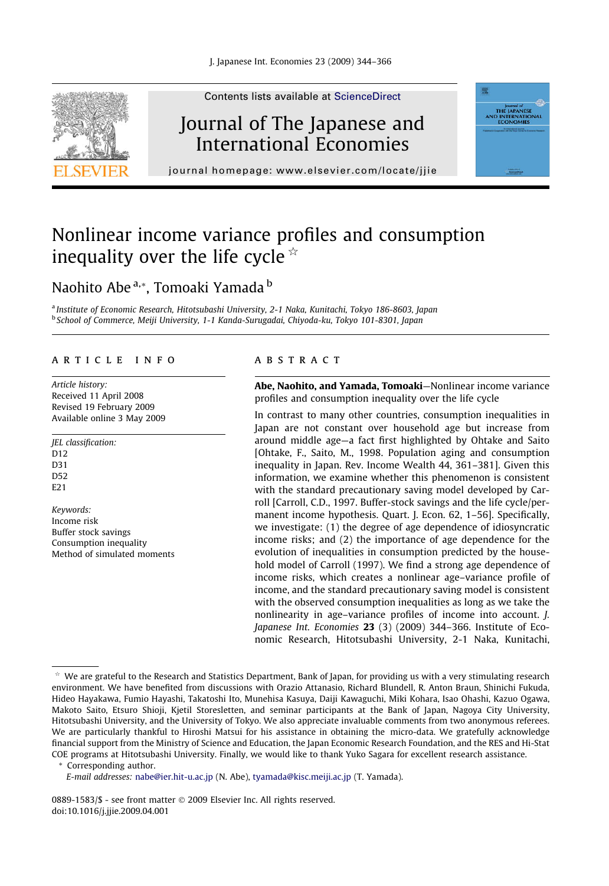Contents lists available at ScienceDirect

# Journal of The Japanese and International Economies

journal homepage: www.elsevier.com/locate/jjie

# Nonlinear income variance profiles and consumption inequality over the life cycle ☆

Naohito Abe [a,*], Tomoaki Yamada [b]

[a] Institute of Economic Research, Hitotsubashi University, 2-1 Naka, Kunitachi, Tokyo 186-8603, Japan
[b] School of Commerce, Meiji University, 1-1 Kanda-Surugadai, Chiyoda-ku, Tokyo 101-8301, Japan

## ARTICLE INFO

*Article history:*
Received 11 April 2008
Revised 19 February 2009
Available online 3 May 2009

*JEL classification:*
D12
D31
D52
E21

*Keywords:*
Income risk
Buffer stock savings
Consumption inequality
Method of simulated moments

## ABSTRACT

**Abe, Naohito, and Yamada, Tomoaki**—Nonlinear income variance profiles and consumption inequality over the life cycle

In contrast to many other countries, consumption inequalities in Japan are not constant over household age but increase from around middle age—a fact first highlighted by Ohtake and Saito [Ohtake, F., Saito, M., 1998. Population aging and consumption inequality in Japan. Rev. Income Wealth 44, 361–381]. Given this information, we examine whether this phenomenon is consistent with the standard precautionary saving model developed by Carroll [Carroll, C.D., 1997. Buffer-stock savings and the life cycle/permanent income hypothesis. Quart. J. Econ. 62, 1–56]. Specifically, we investigate: (1) the degree of age dependence of idiosyncratic income risks; and (2) the importance of age dependence for the evolution of inequalities in consumption predicted by the household model of Carroll (1997). We find a strong age dependence of income risks, which creates a nonlinear age–variance profile of income, and the standard precautionary saving model is consistent with the observed consumption inequalities as long as we take the nonlinearity in age–variance profiles of income into account. *J. Japanese Int. Economies* **23** (3) (2009) 344–366. Institute of Economic Research, Hitotsubashi University, 2-1 Naka, Kunitachi,

☆ We are grateful to the Research and Statistics Department, Bank of Japan, for providing us with a very stimulating research environment. We have benefited from discussions with Orazio Attanasio, Richard Blundell, R. Anton Braun, Shinichi Fukuda, Hideo Hayakawa, Fumio Hayashi, Takatoshi Ito, Munehisa Kasuya, Daiji Kawaguchi, Miki Kohara, Isao Ohashi, Kazuo Ogawa, Makoto Saito, Etsuro Shioji, Kjetil Storesletten, and seminar participants at the Bank of Japan, Nagoya City University, Hitotsubashi University, and the University of Tokyo. We also appreciate invaluable comments from two anonymous referees. We are particularly thankful to Hiroshi Matsui for his assistance in obtaining the micro-data. We gratefully acknowledge financial support from the Ministry of Science and Education, the Japan Economic Research Foundation, and the RES and Hi-Stat COE programs at Hitotsubashi University. Finally, we would like to thank Yuko Sagara for excellent research assistance.

\* Corresponding author.
*E-mail addresses:* nabe@ier.hit-u.ac.jp (N. Abe), tyamada@kisc.meiji.ac.jp (T. Yamada).

0889-1583/$ - see front matter © 2009 Elsevier Inc. All rights reserved.
doi:10.1016/j.jjie.2009.04.001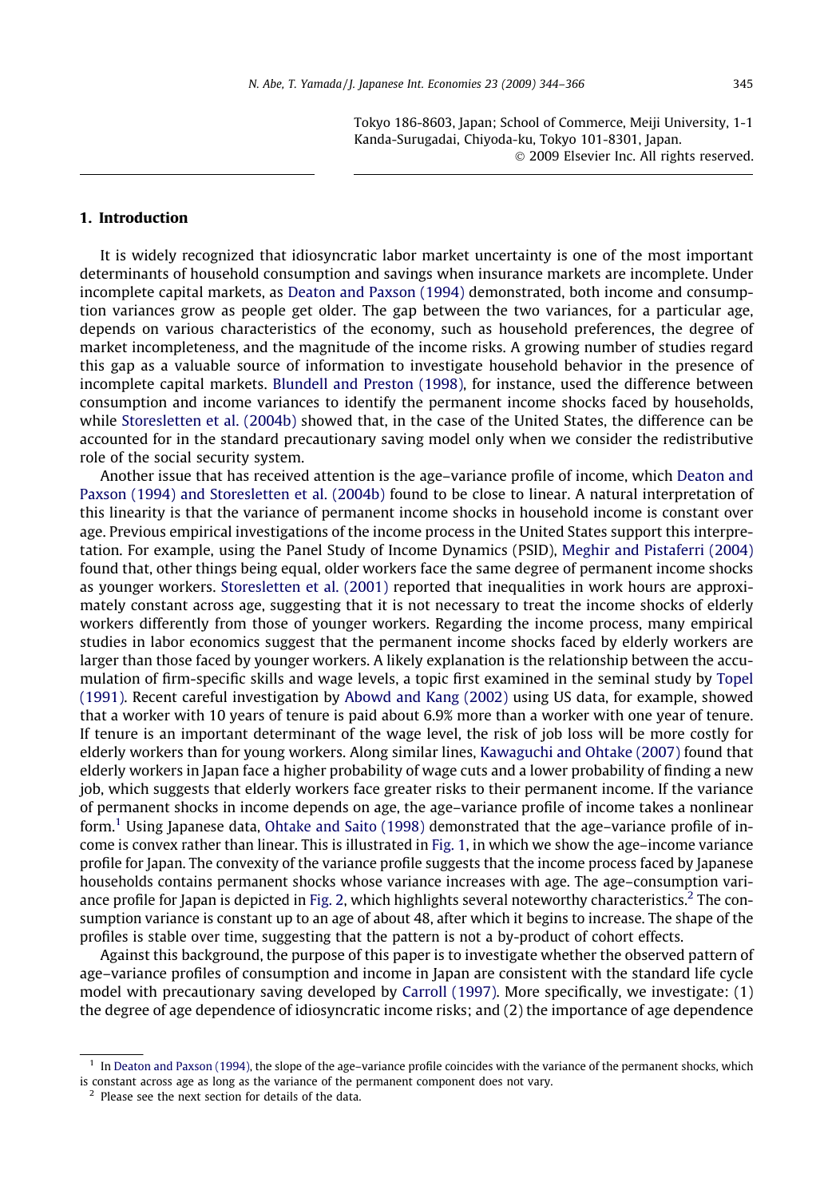Tokyo 186-8603, Japan; School of Commerce, Meiji University, 1-1 Kanda-Surugadai, Chiyoda-ku, Tokyo 101-8301, Japan.
© 2009 Elsevier Inc. All rights reserved.

## 1. Introduction

It is widely recognized that idiosyncratic labor market uncertainty is one of the most important determinants of household consumption and savings when insurance markets are incomplete. Under incomplete capital markets, as Deaton and Paxson (1994) demonstrated, both income and consumption variances grow as people get older. The gap between the two variances, for a particular age, depends on various characteristics of the economy, such as household preferences, the degree of market incompleteness, and the magnitude of the income risks. A growing number of studies regard this gap as a valuable source of information to investigate household behavior in the presence of incomplete capital markets. Blundell and Preston (1998), for instance, used the difference between consumption and income variances to identify the permanent income shocks faced by households, while Storesletten et al. (2004b) showed that, in the case of the United States, the difference can be accounted for in the standard precautionary saving model only when we consider the redistributive role of the social security system.

Another issue that has received attention is the age–variance profile of income, which Deaton and Paxson (1994) and Storesletten et al. (2004b) found to be close to linear. A natural interpretation of this linearity is that the variance of permanent income shocks in household income is constant over age. Previous empirical investigations of the income process in the United States support this interpretation. For example, using the Panel Study of Income Dynamics (PSID), Meghir and Pistaferri (2004) found that, other things being equal, older workers face the same degree of permanent income shocks as younger workers. Storesletten et al. (2001) reported that inequalities in work hours are approximately constant across age, suggesting that it is not necessary to treat the income shocks of elderly workers differently from those of younger workers. Regarding the income process, many empirical studies in labor economics suggest that the permanent income shocks faced by elderly workers are larger than those faced by younger workers. A likely explanation is the relationship between the accumulation of firm-specific skills and wage levels, a topic first examined in the seminal study by Topel (1991). Recent careful investigation by Abowd and Kang (2002) using US data, for example, showed that a worker with 10 years of tenure is paid about 6.9% more than a worker with one year of tenure. If tenure is an important determinant of the wage level, the risk of job loss will be more costly for elderly workers than for young workers. Along similar lines, Kawaguchi and Ohtake (2007) found that elderly workers in Japan face a higher probability of wage cuts and a lower probability of finding a new job, which suggests that elderly workers face greater risks to their permanent income. If the variance of permanent shocks in income depends on age, the age–variance profile of income takes a nonlinear form.[1] Using Japanese data, Ohtake and Saito (1998) demonstrated that the age–variance profile of income is convex rather than linear. This is illustrated in Fig. 1, in which we show the age–income variance profile for Japan. The convexity of the variance profile suggests that the income process faced by Japanese households contains permanent shocks whose variance increases with age. The age–consumption variance profile for Japan is depicted in Fig. 2, which highlights several noteworthy characteristics.[2] The consumption variance is constant up to an age of about 48, after which it begins to increase. The shape of the profiles is stable over time, suggesting that the pattern is not a by-product of cohort effects.

Against this background, the purpose of this paper is to investigate whether the observed pattern of age–variance profiles of consumption and income in Japan are consistent with the standard life cycle model with precautionary saving developed by Carroll (1997). More specifically, we investigate: (1) the degree of age dependence of idiosyncratic income risks; and (2) the importance of age dependence

---

[1] In Deaton and Paxson (1994), the slope of the age–variance profile coincides with the variance of the permanent shocks, which is constant across age as long as the variance of the permanent component does not vary.

[2] Please see the next section for details of the data.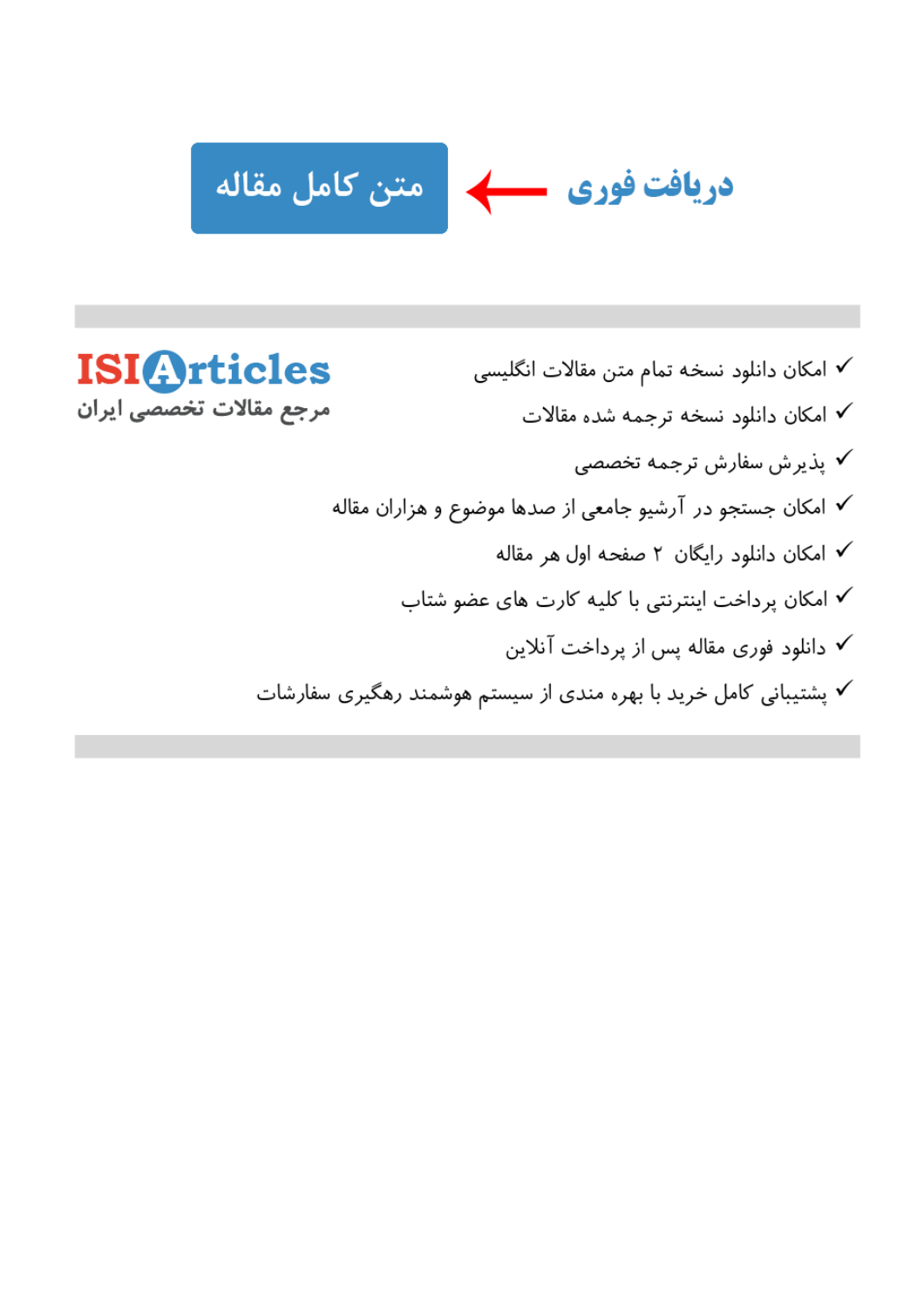دریافت فوری ← **متن کامل مقاله**

**ISIArticles**
مرجع مقالات تخصصی ایران

- ✓ امکان دانلود نسخه تمام متن مقالات انگلیسی
- ✓ امکان دانلود نسخه ترجمه شده مقالات
- ✓ پذیرش سفارش ترجمه تخصصی
- ✓ امکان جستجو در آرشیو جامعی از صدها موضوع و هزاران مقاله
- ✓ امکان دانلود رایگان ۲ صفحه اول هر مقاله
- ✓ امکان پرداخت اینترنتی با کلیه کارت های عضو شتاب
- ✓ دانلود فوری مقاله پس از پرداخت آنلاین
- ✓ پشتیبانی کامل خرید با بهره مندی از سیستم هوشمند رهگیری سفارشات